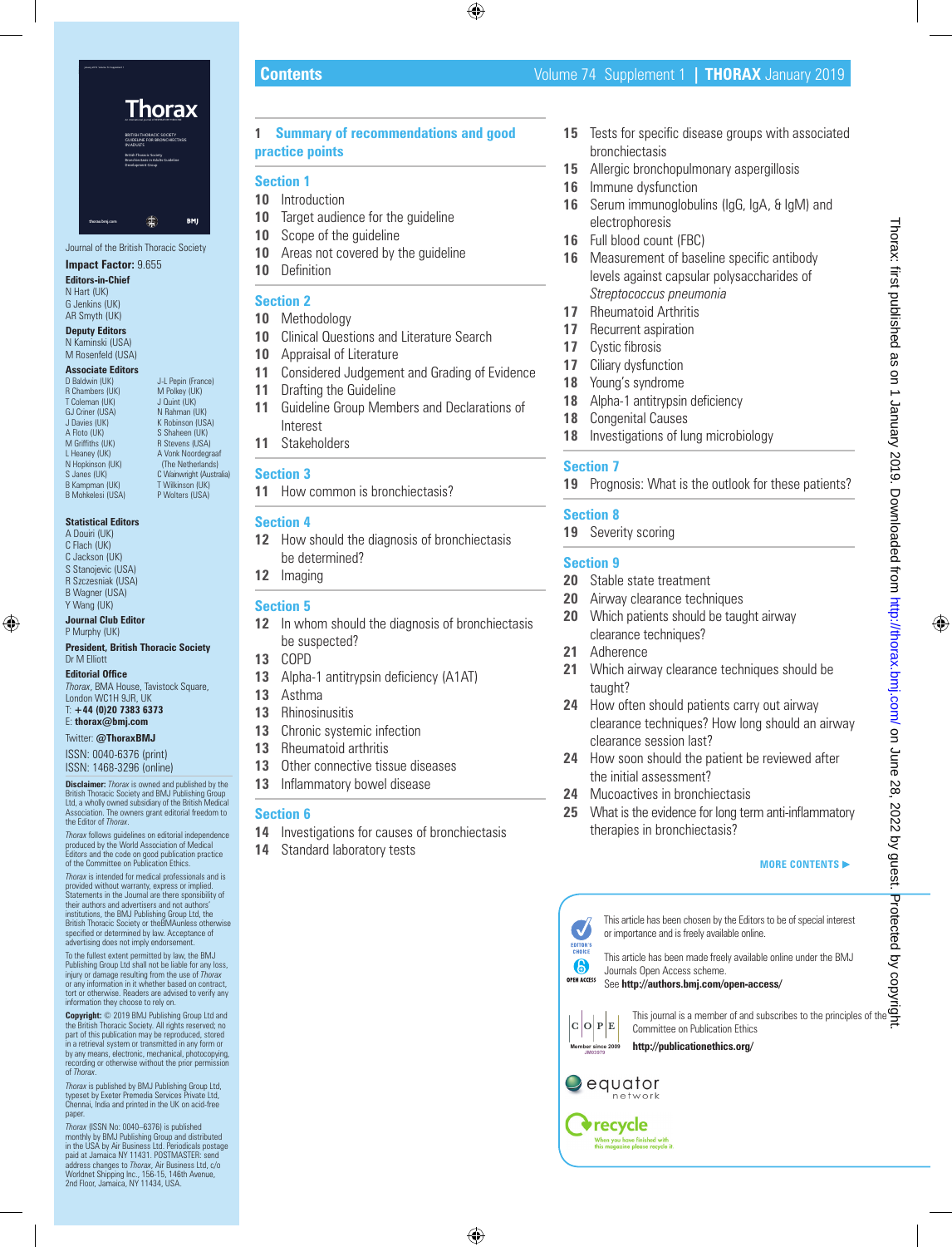## Contents

Volume 74 Supplement 1 | **THORAX** January 2019

**1 Summary of recommendations and good practice points**

### Section 1

- **10** Introduction
- **10** Target audience for the guideline
- **10** Scope of the guideline
- **10** Areas not covered by the guideline
- **10** Definition

### Section 2

- **10** Methodology
- **10** Clinical Questions and Literature Search
- **10** Appraisal of Literature
- **11** Considered Judgement and Grading of Evidence
- **11** Drafting the Guideline
- **11** Guideline Group Members and Declarations of Interest
- **11** Stakeholders

### Section 3

- **11** How common is bronchiectasis?

### Section 4

- **12** How should the diagnosis of bronchiectasis be determined?
- **12** Imaging

### Section 5

- **12** In whom should the diagnosis of bronchiectasis be suspected?
- **13** COPD
- **13** Alpha-1 antitrypsin deficiency (A1AT)
- **13** Asthma
- **13** Rhinosinusitis
- **13** Chronic systemic infection
- **13** Rheumatoid arthritis
- **13** Other connective tissue diseases
- **13** Inflammatory bowel disease

### Section 6

- **14** Investigations for causes of bronchiectasis
- **14** Standard laboratory tests
- **15** Tests for specific disease groups with associated bronchiectasis
- **15** Allergic bronchopulmonary aspergillosis
- **16** Immune dysfunction
- **16** Serum immunoglobulins (IgG, IgA, & IgM) and electrophoresis
- **16** Full blood count (FBC)
- **16** Measurement of baseline specific antibody levels against capsular polysaccharides of *Streptococcus pneumonia*
- **17** Rheumatoid Arthritis
- **17** Recurrent aspiration
- **17** Cystic fibrosis
- **17** Ciliary dysfunction
- **18** Young's syndrome
- **18** Alpha-1 antitrypsin deficiency
- **18** Congenital Causes
- **18** Investigations of lung microbiology

### Section 7

- **19** Prognosis: What is the outlook for these patients?

### Section 8

- **19** Severity scoring

### Section 9

- **20** Stable state treatment
- **20** Airway clearance techniques
- **20** Which patients should be taught airway clearance techniques?
- **21** Adherence
- **21** Which airway clearance techniques should be taught?
- **24** How often should patients carry out airway clearance techniques? How long should an airway clearance session last?
- **24** How soon should the patient be reviewed after the initial assessment?
- **24** Mucoactives in bronchiectasis
- **25** What is the evidence for long term anti-inflammatory therapies in bronchiectasis?

**MORE CONTENTS ▶**

EDITOR'S CHOICE — This article has been chosen by the Editors to be of special interest or importance and is freely available online.

OPEN ACCESS — This article has been made freely available online under the BMJ Journals Open Access scheme. See **http://authors.bmj.com/open-access/**

COPE — Member since 2009 — This journal is a member of and subscribes to the principles of the Committee on Publication Ethics **http://publicationethics.org/**

equator network

recycle — When you have finished with this magazine please recycle it

---

Journal of the British Thoracic Society

**Impact Factor:** 9.655

**Editors-in-Chief**
N Hart (UK)
G Jenkins (UK)
AR Smyth (UK)

**Deputy Editors**
N Kaminski (USA)
M Rosenfeld (USA)

**Associate Editors**
D Baldwin (UK), R Chambers (UK), T Coleman (UK), GJ Criner (USA), J Davies (UK), A Floto (UK), M Griffiths (UK), L Heaney (UK), N Hopkinson (UK), S Janes (UK), B Kampman (UK), B Mohkelesi (USA), J-L Pepin (France), M Polkey (UK), J Quint (UK), N Rahman (UK), K Robinson (USA), S Shaheen (UK), R Stevens (USA), A Vonk Noordegraaf (The Netherlands), C Wainwright (Australia), T Wilkinson (UK), P Wolters (USA)

**Statistical Editors**
A Douiri (UK)
C Flach (UK)
C Jackson (UK)
S Stanojevic (USA)
R Szczesniak (USA)
B Wagner (USA)
Y Wang (UK)

**Journal Club Editor**
P Murphy (UK)

**President, British Thoracic Society**
Dr M Elliott

**Editorial Office**
*Thorax*, BMA House, Tavistock Square, London WC1H 9JR, UK
T: **+44 (0)20 7383 6373**
E: **thorax@bmj.com**

Twitter: **@ThoraxBMJ**

ISSN: 0040-6376 (print)
ISSN: 1468-3296 (online)

**Disclaimer:** *Thorax* is owned and published by the British Thoracic Society and BMJ Publishing Group Ltd, a wholly owned subsidiary of the British Medical Association. The owners grant editorial freedom to the Editor of *Thorax*.

*Thorax* follows guidelines on editorial independence produced by the World Association of Medical Editors and the code on good publication practice of the Committee on Publication Ethics.

*Thorax* is intended for medical professionals and is provided without warranty, express or implied. Statements in the Journal are there sponsibility of their authors and advertisers and not authors' institutions, the BMJ Publishing Group Ltd, the British Thoracic Society or theBMAunless otherwise specified or determined by law. Acceptance of advertising does not imply endorsement.

To the fullest extent permitted by law, the BMJ Publishing Group Ltd shall not be liable for any loss, injury or damage resulting from the use of *Thorax* or any information in it whether based on contract, tort or otherwise. Readers are advised to verify any information they choose to rely on.

**Copyright:** © 2019 BMJ Publishing Group Ltd and the British Thoracic Society. All rights reserved; no part of this publication may be reproduced, stored in a retrieval system or transmitted in any form or by any means, electronic, mechanical, photocopying, recording or otherwise without the prior permission of *Thorax*.

*Thorax* is published by BMJ Publishing Group Ltd, typeset by Exeter Premedia Services Private Ltd, Chennai, India and printed in the UK on acid-free paper.

*Thorax* (ISSN No: 0040–6376) is published monthly by BMJ Publishing Group and distributed in the USA by Air Business Ltd. Periodicals postage paid at Jamaica NY 11431. POSTMASTER: send address changes to *Thorax*, Air Business Ltd, c/o Worldnet Shipping Inc., 156-15, 146th Avenue, 2nd Floor, Jamaica, NY 11434, USA.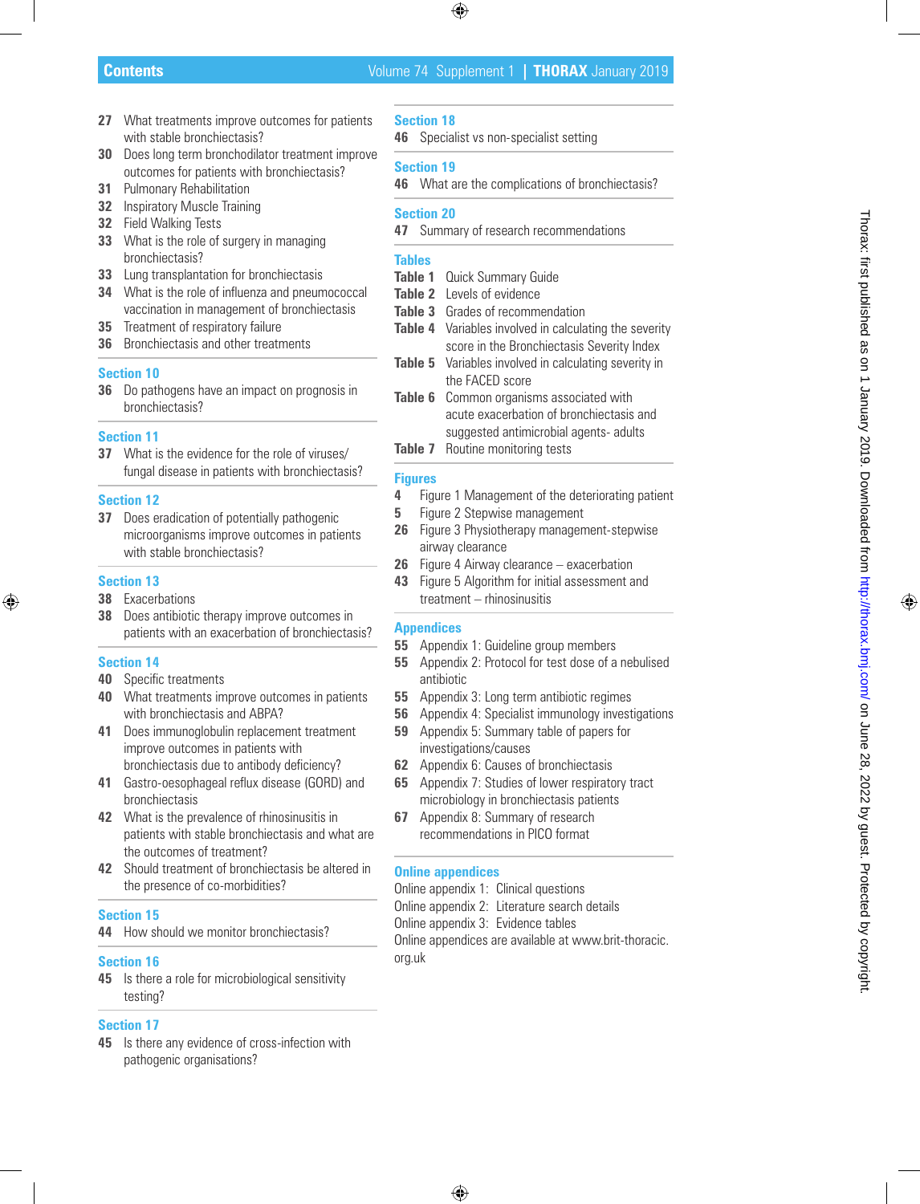## Contents

27 What treatments improve outcomes for patients with stable bronchiectasis?
30 Does long term bronchodilator treatment improve outcomes for patients with bronchiectasis?
31 Pulmonary Rehabilitation
32 Inspiratory Muscle Training
32 Field Walking Tests
33 What is the role of surgery in managing bronchiectasis?
33 Lung transplantation for bronchiectasis
34 What is the role of influenza and pneumococcal vaccination in management of bronchiectasis
35 Treatment of respiratory failure
36 Bronchiectasis and other treatments

### Section 10
36 Do pathogens have an impact on prognosis in bronchiectasis?

### Section 11
37 What is the evidence for the role of viruses/fungal disease in patients with bronchiectasis?

### Section 12
37 Does eradication of potentially pathogenic microorganisms improve outcomes in patients with stable bronchiectasis?

### Section 13
38 Exacerbations
38 Does antibiotic therapy improve outcomes in patients with an exacerbation of bronchiectasis?

### Section 14
40 Specific treatments
40 What treatments improve outcomes in patients with bronchiectasis and ABPA?
41 Does immunoglobulin replacement treatment improve outcomes in patients with bronchiectasis due to antibody deficiency?
41 Gastro-oesophageal reflux disease (GORD) and bronchiectasis
42 What is the prevalence of rhinosinusitis in patients with stable bronchiectasis and what are the outcomes of treatment?
42 Should treatment of bronchiectasis be altered in the presence of co-morbidities?

### Section 15
44 How should we monitor bronchiectasis?

### Section 16
45 Is there a role for microbiological sensitivity testing?

### Section 17
45 Is there any evidence of cross-infection with pathogenic organisations?

### Section 18
46 Specialist vs non-specialist setting

### Section 19
46 What are the complications of bronchiectasis?

### Section 20
47 Summary of research recommendations

### Tables
**Table 1** Quick Summary Guide
**Table 2** Levels of evidence
**Table 3** Grades of recommendation
**Table 4** Variables involved in calculating the severity score in the Bronchiectasis Severity Index
**Table 5** Variables involved in calculating severity in the FACED score
**Table 6** Common organisms associated with acute exacerbation of bronchiectasis and suggested antimicrobial agents- adults
**Table 7** Routine monitoring tests

### Figures
4 Figure 1 Management of the deteriorating patient
5 Figure 2 Stepwise management
26 Figure 3 Physiotherapy management-stepwise airway clearance
26 Figure 4 Airway clearance – exacerbation
43 Figure 5 Algorithm for initial assessment and treatment – rhinosinusitis

### Appendices
55 Appendix 1: Guideline group members
55 Appendix 2: Protocol for test dose of a nebulised antibiotic
55 Appendix 3: Long term antibiotic regimes
56 Appendix 4: Specialist immunology investigations
59 Appendix 5: Summary table of papers for investigations/causes
62 Appendix 6: Causes of bronchiectasis
65 Appendix 7: Studies of lower respiratory tract microbiology in bronchiectasis patients
67 Appendix 8: Summary of research recommendations in PICO format

### Online appendices
Online appendix 1: Clinical questions
Online appendix 2: Literature search details
Online appendix 3: Evidence tables
Online appendices are available at www.brit-thoracic.org.uk